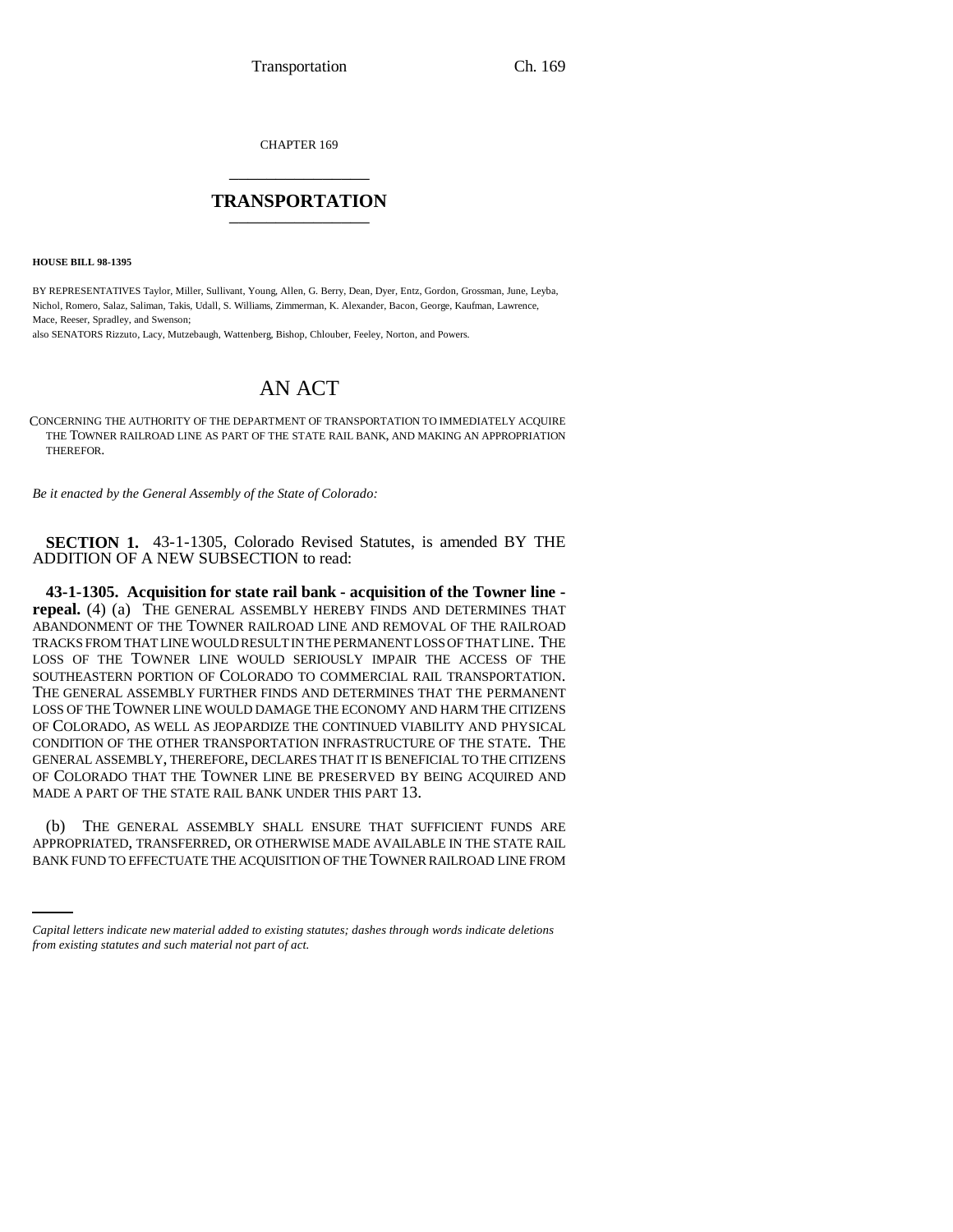CHAPTER 169

# TRANSPORTATION

**HOUSE BILL 98-1395**

BY REPRESENTATIVES Taylor, Miller, Sullivant, Young, Allen, G. Berry, Dean, Dyer, Entz, Gordon, Grossman, June, Leyba, Nichol, Romero, Salaz, Saliman, Takis, Udall, S. Williams, Zimmerman, K. Alexander, Bacon, George, Kaufman, Lawrence, Mace, Reeser, Spradley, and Swenson;
also SENATORS Rizzuto, Lacy, Mutzebaugh, Wattenberg, Bishop, Chlouber, Feeley, Norton, and Powers.

# AN ACT

CONCERNING THE AUTHORITY OF THE DEPARTMENT OF TRANSPORTATION TO IMMEDIATELY ACQUIRE THE TOWNER RAILROAD LINE AS PART OF THE STATE RAIL BANK, AND MAKING AN APPROPRIATION THEREFOR.

*Be it enacted by the General Assembly of the State of Colorado:*

**SECTION 1.** 43-1-1305, Colorado Revised Statutes, is amended BY THE ADDITION OF A NEW SUBSECTION to read:

**43-1-1305. Acquisition for state rail bank - acquisition of the Towner line - repeal.** (4) (a) THE GENERAL ASSEMBLY HEREBY FINDS AND DETERMINES THAT ABANDONMENT OF THE TOWNER RAILROAD LINE AND REMOVAL OF THE RAILROAD TRACKS FROM THAT LINE WOULD RESULT IN THE PERMANENT LOSS OF THAT LINE. THE LOSS OF THE TOWNER LINE WOULD SERIOUSLY IMPAIR THE ACCESS OF THE SOUTHEASTERN PORTION OF COLORADO TO COMMERCIAL RAIL TRANSPORTATION. THE GENERAL ASSEMBLY FURTHER FINDS AND DETERMINES THAT THE PERMANENT LOSS OF THE TOWNER LINE WOULD DAMAGE THE ECONOMY AND HARM THE CITIZENS OF COLORADO, AS WELL AS JEOPARDIZE THE CONTINUED VIABILITY AND PHYSICAL CONDITION OF THE OTHER TRANSPORTATION INFRASTRUCTURE OF THE STATE. THE GENERAL ASSEMBLY, THEREFORE, DECLARES THAT IT IS BENEFICIAL TO THE CITIZENS OF COLORADO THAT THE TOWNER LINE BE PRESERVED BY BEING ACQUIRED AND MADE A PART OF THE STATE RAIL BANK UNDER THIS PART 13.

(b) THE GENERAL ASSEMBLY SHALL ENSURE THAT SUFFICIENT FUNDS ARE APPROPRIATED, TRANSFERRED, OR OTHERWISE MADE AVAILABLE IN THE STATE RAIL BANK FUND TO EFFECTUATE THE ACQUISITION OF THE TOWNER RAILROAD LINE FROM

*Capital letters indicate new material added to existing statutes; dashes through words indicate deletions from existing statutes and such material not part of act.*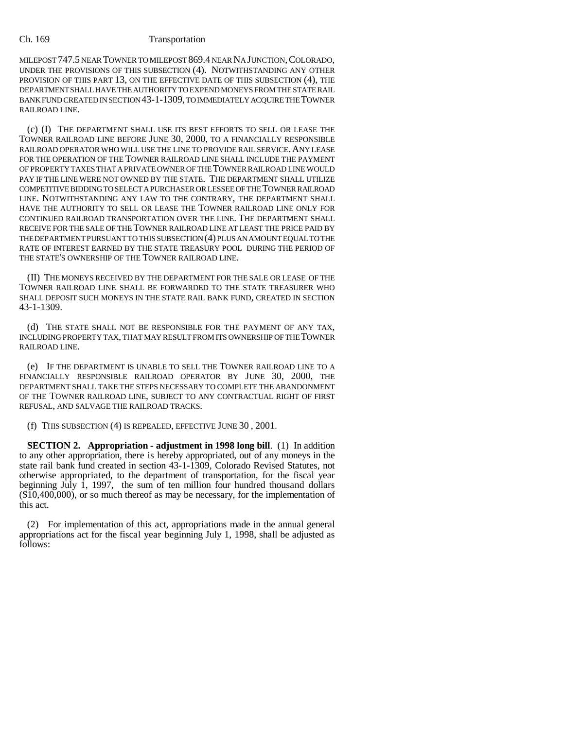MILEPOST 747.5 NEAR TOWNER TO MILEPOST 869.4 NEAR NA JUNCTION, COLORADO, UNDER THE PROVISIONS OF THIS SUBSECTION (4). NOTWITHSTANDING ANY OTHER PROVISION OF THIS PART 13, ON THE EFFECTIVE DATE OF THIS SUBSECTION (4), THE DEPARTMENT SHALL HAVE THE AUTHORITY TO EXPEND MONEYS FROM THE STATE RAIL BANK FUND CREATED IN SECTION 43-1-1309, TO IMMEDIATELY ACQUIRE THE TOWNER RAILROAD LINE.

(c) (I) THE DEPARTMENT SHALL USE ITS BEST EFFORTS TO SELL OR LEASE THE TOWNER RAILROAD LINE BEFORE JUNE 30, 2000, TO A FINANCIALLY RESPONSIBLE RAILROAD OPERATOR WHO WILL USE THE LINE TO PROVIDE RAIL SERVICE. ANY LEASE FOR THE OPERATION OF THE TOWNER RAILROAD LINE SHALL INCLUDE THE PAYMENT OF PROPERTY TAXES THAT A PRIVATE OWNER OF THE TOWNER RAILROAD LINE WOULD PAY IF THE LINE WERE NOT OWNED BY THE STATE. THE DEPARTMENT SHALL UTILIZE COMPETITIVE BIDDING TO SELECT A PURCHASER OR LESSEE OF THE TOWNER RAILROAD LINE. NOTWITHSTANDING ANY LAW TO THE CONTRARY, THE DEPARTMENT SHALL HAVE THE AUTHORITY TO SELL OR LEASE THE TOWNER RAILROAD LINE ONLY FOR CONTINUED RAILROAD TRANSPORTATION OVER THE LINE. THE DEPARTMENT SHALL RECEIVE FOR THE SALE OF THE TOWNER RAILROAD LINE AT LEAST THE PRICE PAID BY THE DEPARTMENT PURSUANT TO THIS SUBSECTION (4) PLUS AN AMOUNT EQUAL TO THE RATE OF INTEREST EARNED BY THE STATE TREASURY POOL DURING THE PERIOD OF THE STATE'S OWNERSHIP OF THE TOWNER RAILROAD LINE.

(II) THE MONEYS RECEIVED BY THE DEPARTMENT FOR THE SALE OR LEASE OF THE TOWNER RAILROAD LINE SHALL BE FORWARDED TO THE STATE TREASURER WHO SHALL DEPOSIT SUCH MONEYS IN THE STATE RAIL BANK FUND, CREATED IN SECTION 43-1-1309.

(d) THE STATE SHALL NOT BE RESPONSIBLE FOR THE PAYMENT OF ANY TAX, INCLUDING PROPERTY TAX, THAT MAY RESULT FROM ITS OWNERSHIP OF THE TOWNER RAILROAD LINE.

(e) IF THE DEPARTMENT IS UNABLE TO SELL THE TOWNER RAILROAD LINE TO A FINANCIALLY RESPONSIBLE RAILROAD OPERATOR BY JUNE 30, 2000, THE DEPARTMENT SHALL TAKE THE STEPS NECESSARY TO COMPLETE THE ABANDONMENT OF THE TOWNER RAILROAD LINE, SUBJECT TO ANY CONTRACTUAL RIGHT OF FIRST REFUSAL, AND SALVAGE THE RAILROAD TRACKS.

(f) THIS SUBSECTION (4) IS REPEALED, EFFECTIVE JUNE 30 , 2001.

**SECTION 2. Appropriation - adjustment in 1998 long bill**. (1) In addition to any other appropriation, there is hereby appropriated, out of any moneys in the state rail bank fund created in section 43-1-1309, Colorado Revised Statutes, not otherwise appropriated, to the department of transportation, for the fiscal year beginning July 1, 1997, the sum of ten million four hundred thousand dollars ($10,400,000), or so much thereof as may be necessary, for the implementation of this act.

(2) For implementation of this act, appropriations made in the annual general appropriations act for the fiscal year beginning July 1, 1998, shall be adjusted as follows: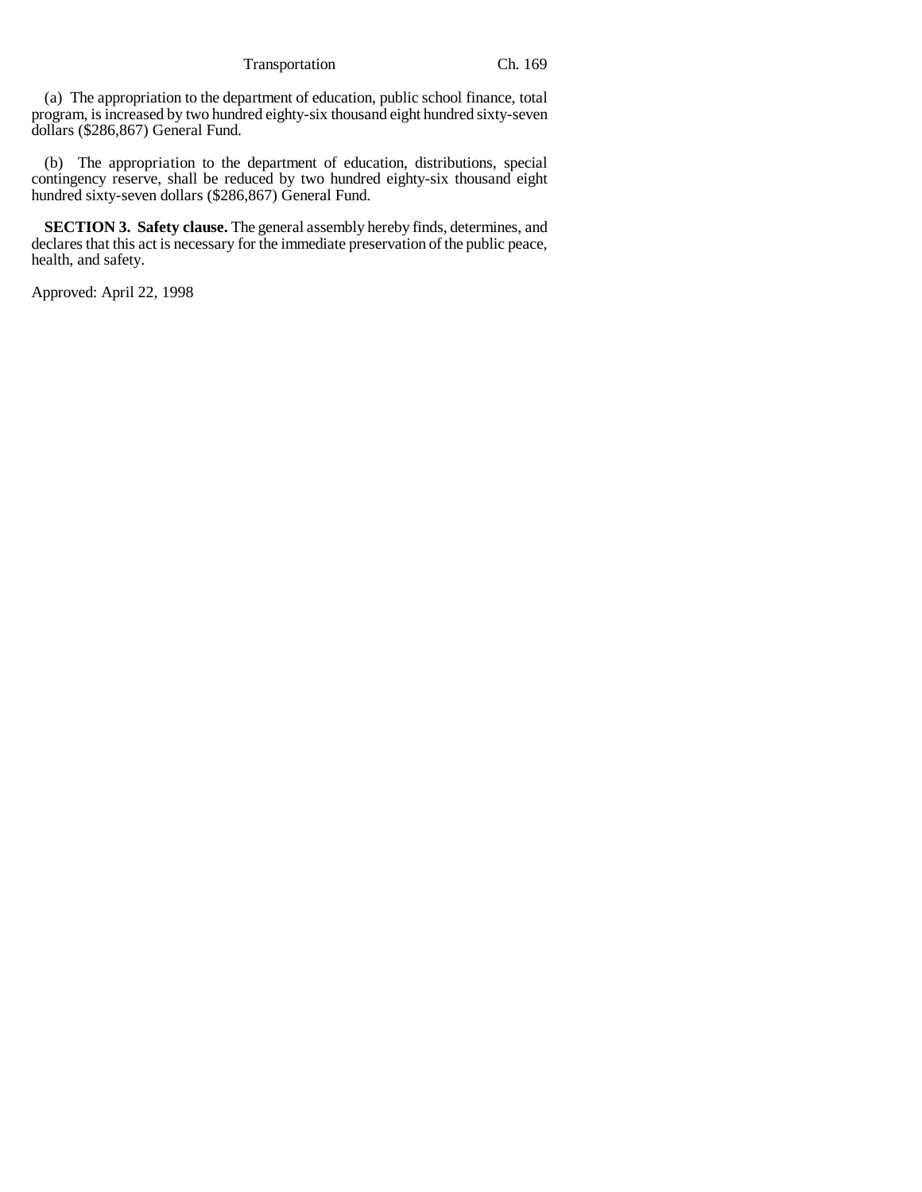(a) The appropriation to the department of education, public school finance, total program, is increased by two hundred eighty-six thousand eight hundred sixty-seven dollars ($286,867) General Fund.

(b) The appropriation to the department of education, distributions, special contingency reserve, shall be reduced by two hundred eighty-six thousand eight hundred sixty-seven dollars ($286,867) General Fund.

**SECTION 3. Safety clause.** The general assembly hereby finds, determines, and declares that this act is necessary for the immediate preservation of the public peace, health, and safety.

Approved: April 22, 1998